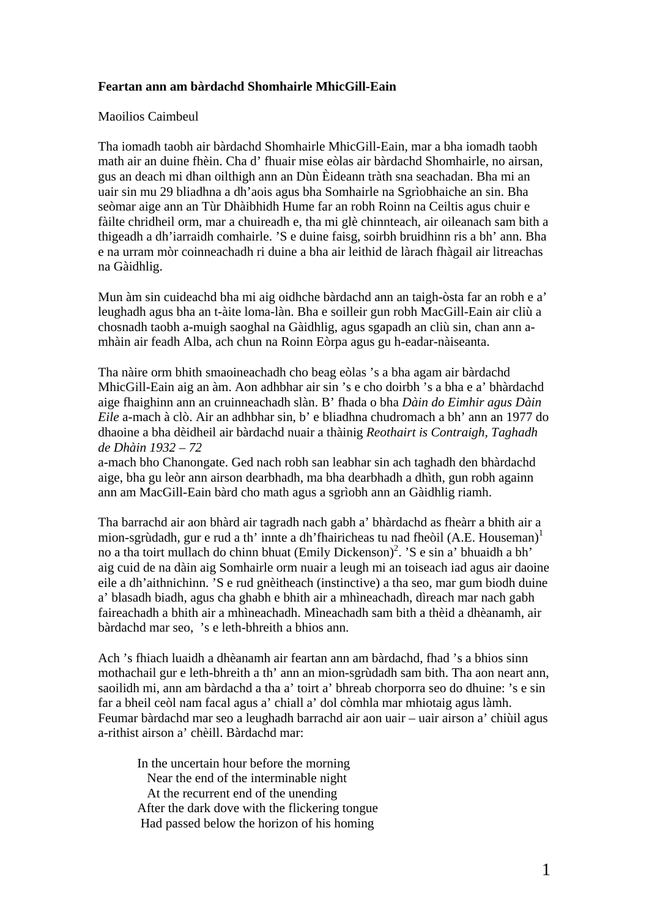**Feartan ann am bàrdachd Shomhairle MhicGill-Eain**

Maoilios Caimbeul

Tha iomadh taobh air bàrdachd Shomhairle MhicGill-Eain, mar a bha iomadh taobh math air an duine fhèin. Cha d' fhuair mise eòlas air bàrdachd Shomhairle, no airsan, gus an deach mi dhan oilthigh ann an Dùn Èideann tràth sna seachadan. Bha mi an uair sin mu 29 bliadhna a dh'aois agus bha Somhairle na Sgrìobhaiche an sin. Bha seòmar aige ann an Tùr Dhàibhidh Hume far an robh Roinn na Ceiltis agus chuir e fàilte chridheil orm, mar a chuireadh e, tha mi glè chinnteach, air oileanach sam bith a thigeadh a dh'iarraidh comhairle. 'S e duine faisg, soirbh bruidhinn ris a bh' ann. Bha e na urram mòr coinneachadh ri duine a bha air leithid de làrach fhàgail air litreachas na Gàidhlig.

Mun àm sin cuideachd bha mi aig oidhche bàrdachd ann an taigh-òsta far an robh e a' leughadh agus bha an t-àite loma-làn. Bha e soilleir gun robh MacGill-Eain air cliù a chosnadh taobh a-muigh saoghal na Gàidhlig, agus sgapadh an cliù sin, chan ann a-mhàin air feadh Alba, ach chun na Roinn Eòrpa agus gu h-eadar-nàiseanta.

Tha nàire orm bhith smaoineachadh cho beag eòlas 's a bha agam air bàrdachd MhicGill-Eain aig an àm. Aon adhbhar air sin 's e cho doirbh 's a bha e a' bhàrdachd aige fhaighinn ann an cruinneachadh slàn. B' fhada o bha *Dàin do Eimhir agus Dàin Eile* a-mach à clò. Air an adhbhar sin, b' e bliadhna chudromach a bh' ann an 1977 do dhaoine a bha dèidheil air bàrdachd nuair a thàinig *Reothairt is Contraigh, Taghadh de Dhàin 1932 – 72* a-mach bho Chanongate. Ged nach robh san leabhar sin ach taghadh den bhàrdachd aige, bha gu leòr ann airson dearbhadh, ma bha dearbhadh a dhìth, gun robh againn ann am MacGill-Eain bàrd cho math agus a sgrìobh ann an Gàidhlig riamh.

Tha barrachd air aon bhàrd air tagradh nach gabh a' bhàrdachd as fheàrr a bhith air a mion-sgrùdadh, gur e rud a th' innte a dh'fhairicheas tu nad fheòil (A.E. Houseman)[1] no a tha toirt mullach do chinn bhuat (Emily Dickenson)[2]. 'S e sin a' bhuaidh a bh' aig cuid de na dàin aig Somhairle orm nuair a leugh mi an toiseach iad agus air daoine eile a dh'aithnichinn. 'S e rud gnèitheach (instinctive) a tha seo, mar gum biodh duine a' blasadh biadh, agus cha ghabh e bhith air a mhìneachadh, dìreach mar nach gabh faireachadh a bhith air a mhìneachadh. Mìneachadh sam bith a thèid a dhèanamh, air bàrdachd mar seo, 's e leth-bhreith a bhios ann.

Ach 's fhiach luaidh a dhèanamh air feartan ann am bàrdachd, fhad 's a bhios sinn mothachail gur e leth-bhreith a th' ann an mion-sgrùdadh sam bith. Tha aon neart ann, saoilidh mi, ann am bàrdachd a tha a' toirt a' bhreab chorporra seo do dhuine: 's e sin far a bheil ceòl nam facal agus a' chiall a' dol còmhla mar mhiotaig agus làmh. Feumar bàrdachd mar seo a leughadh barrachd air aon uair – uair airson a' chiùil agus a-rithist airson a' chèill. Bàrdachd mar:

> In the uncertain hour before the morning
>   Near the end of the interminable night
>   At the recurrent end of the unending
> After the dark dove with the flickering tongue
>  Had passed below the horizon of his homing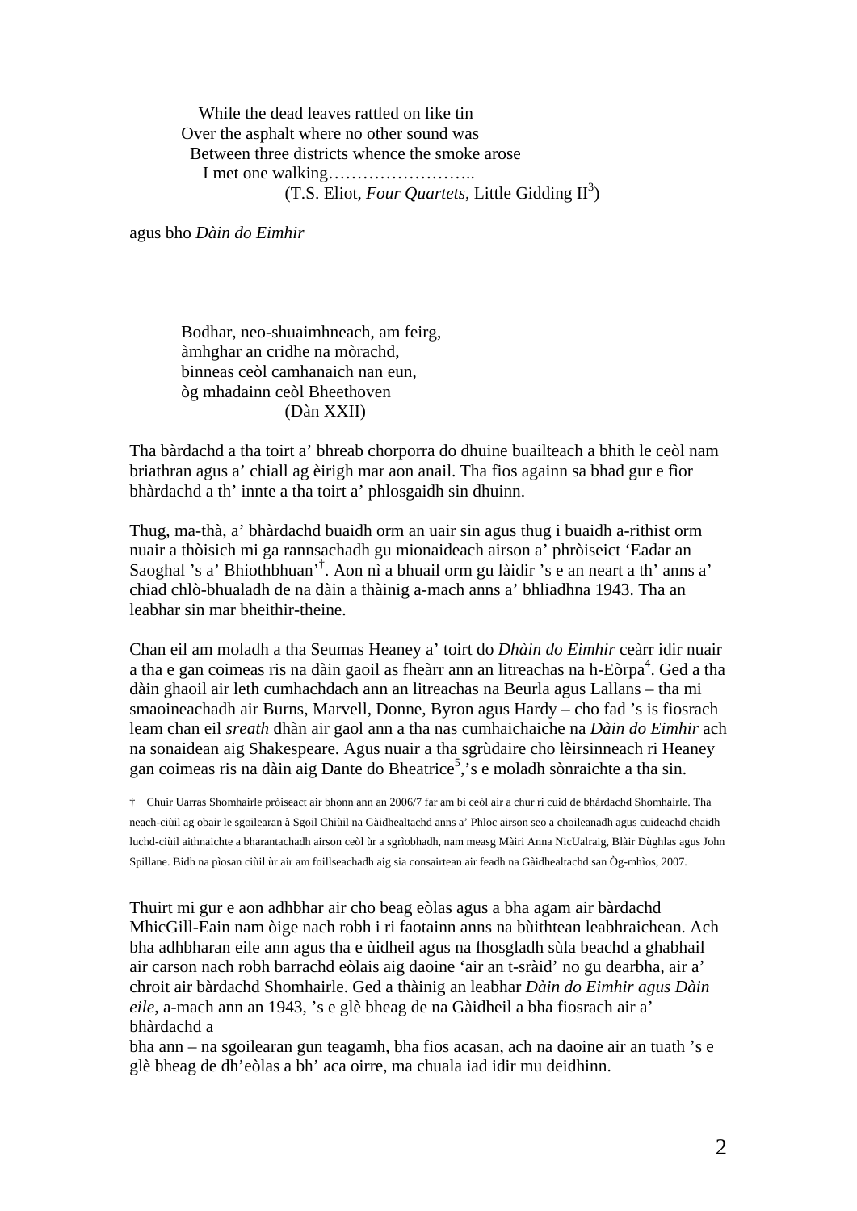While the dead leaves rattled on like tin
Over the asphalt where no other sound was
Between three districts whence the smoke arose
I met one walking……………………..
(T.S. Eliot, *Four Quartets*, Little Gidding II[3])

agus bho *Dàin do Eimhir*

Bodhar, neo-shuaimhneach, am feirg,
àmhghar an cridhe na mòrachd,
binneas ceòl camhanaich nan eun,
òg mhadainn ceòl Bheethoven
(Dàn XXII)

Tha bàrdachd a tha toirt a' bhreab chorporra do dhuine buailteach a bhith le ceòl nam briathran agus a' chiall ag èirigh mar aon anail. Tha fios againn sa bhad gur e fìor bhàrdachd a th' innte a tha toirt a' phlosgaidh sin dhuinn.

Thug, ma-thà, a' bhàrdachd buaidh orm an uair sin agus thug i buaidh a-rithist orm nuair a thòisich mi ga rannsachadh gu mionaideach airson a' phròiseict 'Eadar an Saoghal 's a' Bhiothbhuan'[†]. Aon nì a bhuail orm gu làidir 's e an neart a th' anns a' chiad chlò-bhualadh de na dàin a thàinig a-mach anns a' bhliadhna 1943. Tha an leabhar sin mar bheithir-theine.

Chan eil am moladh a tha Seumas Heaney a' toirt do *Dhàin do Eimhir* ceàrr idir nuair a tha e gan coimeas ris na dàin gaoil as fheàrr ann an litreachas na h-Eòrpa[4]. Ged a tha dàin ghaoil air leth cumhachdach ann an litreachas na Beurla agus Lallans – tha mi smaoineachadh air Burns, Marvell, Donne, Byron agus Hardy – cho fad 's is fiosrach leam chan eil *sreath* dhàin air gaol ann a tha nas cumhachaiche na *Dàin do Eimhir* ach na sonaidean aig Shakespeare. Agus nuair a tha sgrùdaire cho lèirsinneach ri Heaney gan coimeas ris na dàin aig Dante do Bheatrice[5],'s e moladh sònraichte a tha sin.

† Chuir Uarras Shomhairle pròiseact air bhonn ann an 2006/7 far am bi ceòl air a chur ri cuid de bhàrdachd Shomhairle. Tha neach-ciùil ag obair le sgoilearan à Sgoil Chiùil na Gàidhealtachd anns a' Phloc airson seo a choileanadh agus cuideachd chaidh luchd-ciùil aithnaichte a bharantachadh airson ceòl ùr a sgrìobhadh, nam measg Màiri Anna NicUalraig, Blàir Dùghlas agus John Spillane. Bidh na pìosan ciùil ùr air am foillseachadh aig sia consairtean air feadh na Gàidhealtachd san Òg-mhìos, 2007.

Thuirt mi gur e aon adhbhar air cho beag eòlas agus a bha agam air bàrdachd MhicGill-Eain nam òige nach robh i ri faotainn anns na bùithtean leabhraichean. Ach bha adhbharan eile ann agus tha e ùidheil agus na fhosgladh sùla beachd a ghabhail air carson nach robh barrachd eòlais aig daoine 'air an t-sràid' no gu dearbha, air a' chroit air bàrdachd Shomhairle. Ged a thàinig an leabhar *Dàin do Eimhir agus Dàin eile*, a-mach ann an 1943, 's e glè bheag de na Gàidheil a bha fiosrach air a' bhàrdachd a bha ann – na sgoilearan gun teagamh, bha fios acasan, ach na daoine air an tuath 's e glè bheag de dh'eòlas a bh' aca oirre, ma chuala iad idir mu deidhinn.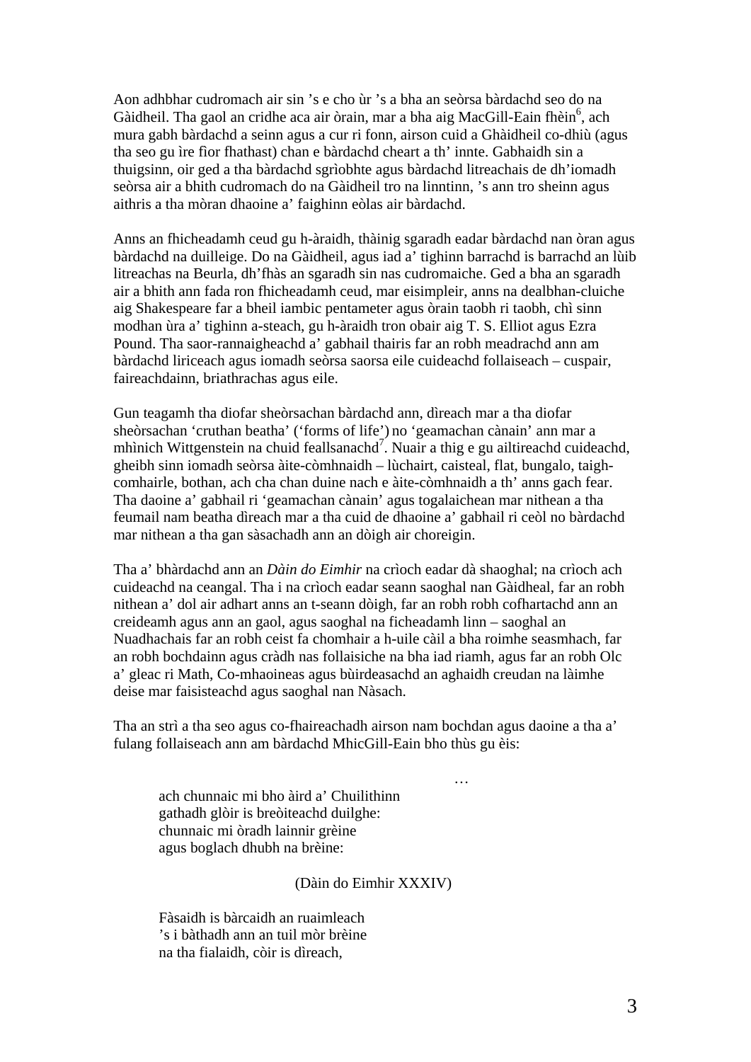Aon adhbhar cudromach air sin 's e cho ùr 's a bha an seòrsa bàrdachd seo do na Gàidheil. Tha gaol an cridhe aca air òrain, mar a bha aig MacGill-Eain fhèin[6], ach mura gabh bàrdachd a seinn agus a cur ri fonn, airson cuid a Ghàidheil co-dhiù (agus tha seo gu ìre fìor fhathast) chan e bàrdachd cheart a th' innte. Gabhaidh sin a thuigsinn, oir ged a tha bàrdachd sgrìobhte agus bàrdachd litreachais de dh'iomadh seòrsa air a bhith cudromach do na Gàidheil tro na linntinn, 's ann tro sheinn agus aithris a tha mòran dhaoine a' faighinn eòlas air bàrdachd.

Anns an fhicheadamh ceud gu h-àraidh, thàinig sgaradh eadar bàrdachd nan òran agus bàrdachd na duilleige. Do na Gàidheil, agus iad a' tighinn barrachd is barrachd an lùib litreachas na Beurla, dh'fhàs an sgaradh sin nas cudromaiche. Ged a bha an sgaradh air a bhith ann fada ron fhicheadamh ceud, mar eisimpleir, anns na dealbhan-cluiche aig Shakespeare far a bheil iambic pentameter agus òrain taobh ri taobh, chì sinn modhan ùra a' tighinn a-steach, gu h-àraidh tron obair aig T. S. Elliot agus Ezra Pound. Tha saor-rannaigheachd a' gabhail thairis far an robh meadrachd ann am bàrdachd liriceach agus iomadh seòrsa saorsa eile cuideachd follaiseach – cuspair, faireachdainn, briathrachas agus eile.

Gun teagamh tha diofar sheòrsachan bàrdachd ann, dìreach mar a tha diofar sheòrsachan 'cruthan beatha' ('forms of life') no 'geamachan cànain' ann mar a mhìnich Wittgenstein na chuid feallsanachd[7]. Nuair a thig e gu ailtireachd cuideachd, gheibh sinn iomadh seòrsa àite-còmhnaidh – lùchairt, caisteal, flat, bungalo, taigh-comhairle, bothan, ach cha chan duine nach e àite-còmhnaidh a th' anns gach fear. Tha daoine a' gabhail ri 'geamachan cànain' agus togalaichean mar nithean a tha feumail nam beatha dìreach mar a tha cuid de dhaoine a' gabhail ri ceòl no bàrdachd mar nithean a tha gan sàsachadh ann an dòigh air choreigin.

Tha a' bhàrdachd ann an *Dàin do Eimhir* na crìoch eadar dà shaoghal; na crìoch ach cuideachd na ceangal. Tha i na crìoch eadar seann saoghal nan Gàidheal, far an robh nithean a' dol air adhart anns an t-seann dòigh, far an robh robh cofhartachd ann an creideamh agus ann an gaol, agus saoghal na ficheadamh linn – saoghal an Nuadhachais far an robh ceist fa chomhair a h-uile càil a bha roimhe seasmhach, far an robh bochdainn agus cràdh nas follaisiche na bha iad riamh, agus far an robh Olc a' gleac ri Math, Co-mhaoineas agus bùirdeasachd an aghaidh creudan na làimhe deise mar faisisteachd agus saoghal nan Nàsach.

Tha an strì a tha seo agus co-fhaireachadh airson nam bochdan agus daoine a tha a' fulang follaiseach ann am bàrdachd MhicGill-Eain bho thùs gu èis:

…

ach chunnaic mi bho àird a' Chuilithinn
gathadh glòir is breòiteachd duilghe:
chunnaic mi òradh lainnir grèine
agus boglach dhubh na brèine:

(Dàin do Eimhir XXXIV)

Fàsaidh is bàrcaidh an ruaimleach
's i bàthadh ann an tuil mòr brèine
na tha fialaidh, còir is dìreach,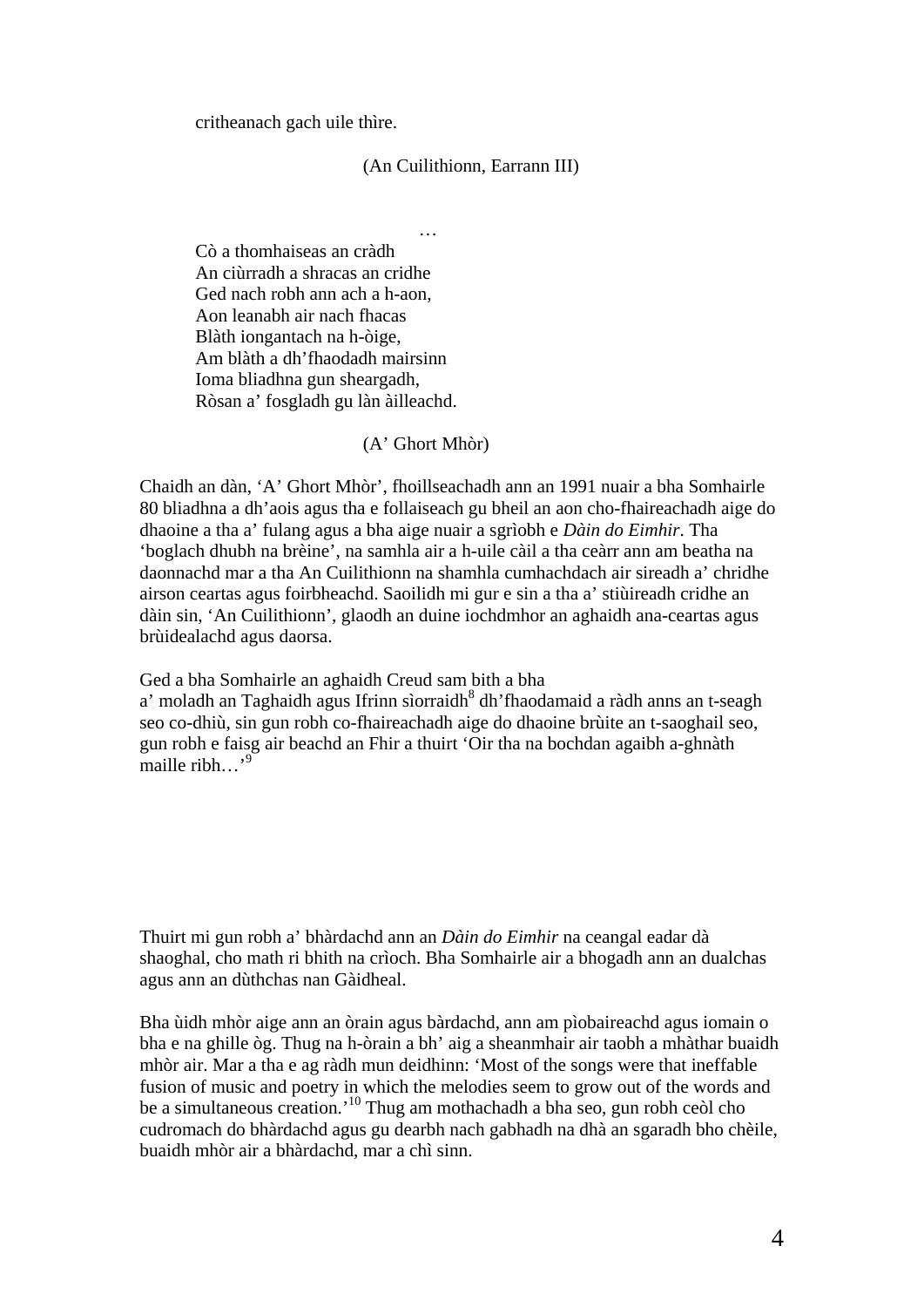critheanach gach uile thìre.

(An Cuilithionn, Earrann III)

…

Cò a thomhaiseas an cràdh  
An ciùrradh a shracas an cridhe  
Ged nach robh ann ach a h-aon,  
Aon leanabh air nach fhacas  
Blàth iongantach na h-òige,  
Am blàth a dh'fhaodadh mairsinn  
Ioma bliadhna gun sheargadh,  
Ròsan a' fosgladh gu làn àilleachd.

(A' Ghort Mhòr)

Chaidh an dàn, 'A' Ghort Mhòr', fhoillseachadh ann an 1991 nuair a bha Somhairle 80 bliadhna a dh'aois agus tha e follaiseach gu bheil an aon cho-fhaireachadh aige do dhaoine a tha a' fulang agus a bha aige nuair a sgrìobh e *Dàin do Eimhir*. Tha 'boglach dhubh na brèine', na samhla air a h-uile càil a tha ceàrr ann am beatha na daonnachd mar a tha An Cuilithionn na shamhla cumhachdach air sireadh a' chridhe airson ceartas agus foirbheachd. Saoilidh mi gur e sin a tha a' stiùireadh cridhe an dàin sin, 'An Cuilithionn', glaodh an duine iochdmhor an aghaidh ana-ceartas agus brùidealachd agus daorsa.

Ged a bha Somhairle an aghaidh Creud sam bith a bha  
a' moladh an Taghaidh agus Ifrinn sìorraidh[8] dh'fhaodamaid a ràdh anns an t-seagh seo co-dhiù, sin gun robh co-fhaireachadh aige do dhaoine brùite an t-saoghail seo, gun robh e faisg air beachd an Fhir a thuirt 'Oir tha na bochdan agaibh a-ghnàth maille ribh…'[9]

Thuirt mi gun robh a' bhàrdachd ann an *Dàin do Eimhir* na ceangal eadar dà shaoghal, cho math ri bhith na crìoch. Bha Somhairle air a bhogadh ann an dualchas agus ann an dùthchas nan Gàidheal.

Bha ùidh mhòr aige ann an òrain agus bàrdachd, ann am pìobaireachd agus iomain o bha e na ghille òg. Thug na h-òrain a bh' aig a sheanmhair air taobh a mhàthar buaidh mhòr air. Mar a tha e ag ràdh mun deidhinn: 'Most of the songs were that ineffable fusion of music and poetry in which the melodies seem to grow out of the words and be a simultaneous creation.'[10] Thug am mothachadh a bha seo, gun robh ceòl cho cudromach do bhàrdachd agus gu dearbh nach gabhadh na dhà an sgaradh bho chèile, buaidh mhòr air a bhàrdachd, mar a chì sinn.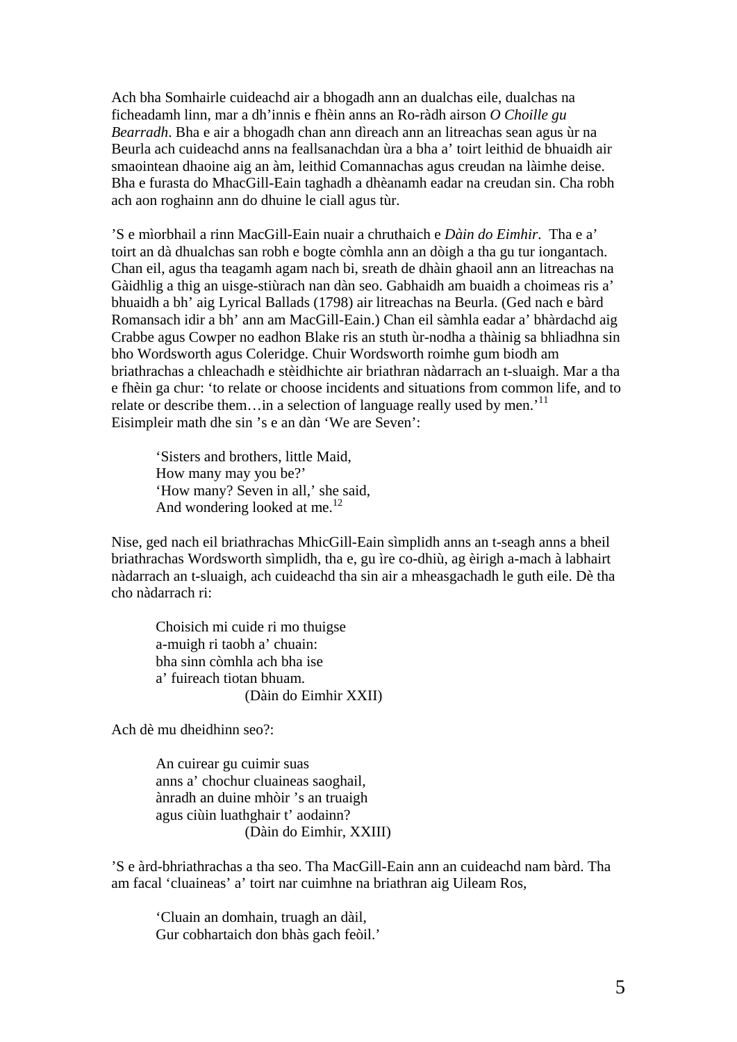Ach bha Somhairle cuideachd air a bhogadh ann an dualchas eile, dualchas na ficheadamh linn, mar a dh'innis e fhèin anns an Ro-ràdh airson *O Choille gu Bearradh*. Bha e air a bhogadh chan ann dìreach ann an litreachas sean agus ùr na Beurla ach cuideachd anns na feallsanachdan ùra a bha a' toirt leithid de bhuaidh air smaointean dhaoine aig an àm, leithid Comannachas agus creudan na làimhe deise. Bha e furasta do MhacGill-Eain taghadh a dhèanamh eadar na creudan sin. Cha robh ach aon roghainn ann do dhuine le ciall agus tùr.

'S e mìorbhail a rinn MacGill-Eain nuair a chruthaich e *Dàin do Eimhir*. Tha e a' toirt an dà dhualchas san robh e bogte còmhla ann an dòigh a tha gu tur iongantach. Chan eil, agus tha teagamh agam nach bi, sreath de dhàin ghaoil ann an litreachas na Gàidhlig a thig an uisge-stiùrach nan dàn seo. Gabhaidh am buaidh a choimeas ris a' bhuaidh a bh' aig Lyrical Ballads (1798) air litreachas na Beurla. (Ged nach e bàrd Romansach idir a bh' ann am MacGill-Eain.) Chan eil sàmhla eadar a' bhàrdachd aig Crabbe agus Cowper no eadhon Blake ris an stuth ùr-nodha a thàinig sa bhliadhna sin bho Wordsworth agus Coleridge. Chuir Wordsworth roimhe gum biodh am briathrachas a chleachadh e stèidhichte air briathran nàdarrach an t-sluaigh. Mar a tha e fhèin ga chur: 'to relate or choose incidents and situations from common life, and to relate or describe them…in a selection of language really used by men.'[11] Eisimpleir math dhe sin 's e an dàn 'We are Seven':

> 'Sisters and brothers, little Maid,
> How many may you be?'
> 'How many? Seven in all,' she said,
> And wondering looked at me.[12]

Nise, ged nach eil briathrachas MhicGill-Eain sìmplidh anns an t-seagh anns a bheil briathrachas Wordsworth sìmplidh, tha e, gu ìre co-dhiù, ag èirigh a-mach à labhairt nàdarrach an t-sluaigh, ach cuideachd tha sin air a mheasgachadh le guth eile. Dè tha cho nàdarrach ri:

> Choisich mi cuide ri mo thuigse
> a-muigh ri taobh a' chuain:
> bha sinn còmhla ach bha ise
> a' fuireach tiotan bhuam.
>
> (Dàin do Eimhir XXII)

Ach dè mu dheidhinn seo?:

> An cuirear gu cuimir suas
> anns a' chochur cluaineas saoghail,
> ànradh an duine mhòir 's an truaigh
> agus ciùin luathghair t' aodainn?
>
> (Dàin do Eimhir, XXIII)

'S e àrd-bhriathrachas a tha seo. Tha MacGill-Eain ann an cuideachd nam bàrd. Tha am facal 'cluaineas' a' toirt nar cuimhne na briathran aig Uilleam Ros,

> 'Cluain an domhain, truagh an dàil,
> Gur cobhartaich don bhàs gach feòil.'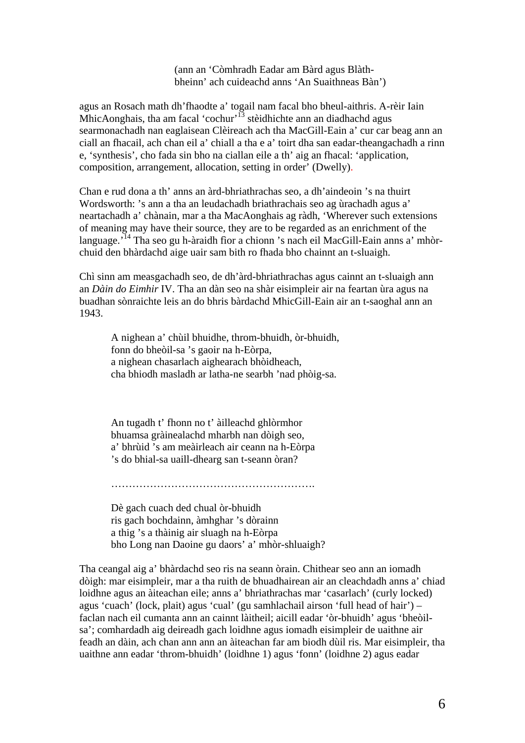(ann an 'Còmhradh Eadar am Bàrd agus Blàth-bheinn' ach cuideachd anns 'An Suaithneas Bàn')

agus an Rosach math dh'fhaodte a' togail nam facal bho bheul-aithris. A-rèir Iain MhicAonghais, tha am facal 'cochur'[13] stèidhichte ann an diadhachd agus searmonachadh nan eaglaisean Clèireach ach tha MacGill-Eain a' cur car beag ann an ciall an fhacail, ach chan eil a' chiall a tha e a' toirt dha san eadar-theangachadh a rinn e, 'synthesis', cho fada sin bho na ciallan eile a th' aig an fhacal: 'application, composition, arrangement, allocation, setting in order' (Dwelly).

Chan e rud dona a th' anns an àrd-bhriathrachas seo, a dh'aindeoin 's na thuirt Wordsworth: 's ann a tha an leudachadh briathrachais seo ag ùrachadh agus a' neartachadh a' chànain, mar a tha MacAonghais ag ràdh, 'Wherever such extensions of meaning may have their source, they are to be regarded as an enrichment of the language.'[14] Tha seo gu h-àraidh fìor a chionn 's nach eil MacGill-Eain anns a' mhòr-chuid den bhàrdachd aige uair sam bith ro fhada bho chainnt an t-sluaigh.

Chì sinn am measgachadh seo, de dh'àrd-bhriathrachas agus cainnt an t-sluaigh ann an *Dàin do Eimhir* IV. Tha an dàn seo na shàr eisimpleir air na feartan ùra agus na buadhan sònraichte leis an do bhris bàrdachd MhicGill-Eain air an t-saoghal ann an 1943.

> A nighean a' chùil bhuidhe, throm-bhuidh, òr-bhuidh,
> fonn do bheòil-sa 's gaoir na h-Eòrpa,
> a nighean chasarlach aighearach bhòidheach,
> cha bhiodh masladh ar latha-ne searbh 'nad phòig-sa.
>
> An tugadh t' fhonn no t' àilleachd ghlòrmhor
> bhuamsa gràinealachd mharbh nan dòigh seo,
> a' bhrùid 's am meàirleach air ceann na h-Eòrpa
> 's do bhial-sa uaill-dhearg san t-seann òran?
>
> ………………………………………………….
>
> Dè gach cuach ded chual òr-bhuidh
> ris gach bochdainn, àmhghar 's dòrainn
> a thig 's a thàinig air sluagh na h-Eòrpa
> bho Long nan Daoine gu daors' a' mhòr-shluaigh?

Tha ceangal aig a' bhàrdachd seo ris na seann òrain. Chithear seo ann an iomadh dòigh: mar eisimpleir, mar a tha ruith de bhuadhairean air an cleachdadh anns a' chiad loidhne agus an àiteachan eile; anns a' bhriathrachas mar 'casarlach' (curly locked) agus 'cuach' (lock, plait) agus 'cual' (gu samhlachail airson 'full head of hair') – faclan nach eil cumanta ann an cainnt làitheil; aicill eadar 'òr-bhuidh' agus 'bheòil-sa'; comhardadh aig deireadh gach loidhne agus iomadh eisimpleir de uaithne air feadh an dàin, ach chan ann ann an àiteachan far am biodh dùil ris. Mar eisimpleir, tha uaithne ann eadar 'throm-bhuidh' (loidhne 1) agus 'fonn' (loidhne 2) agus eadar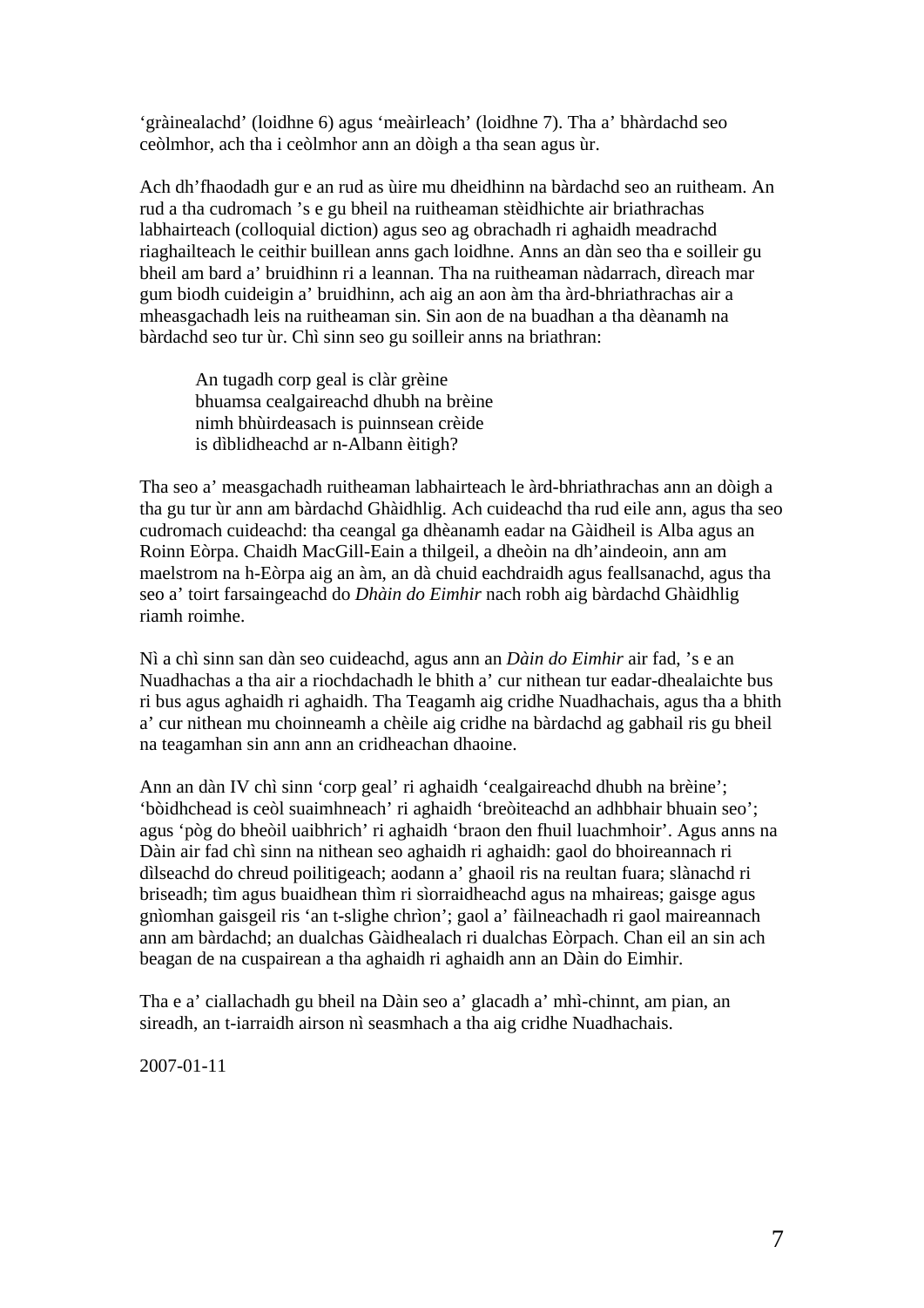'gràinealachd' (loidhne 6) agus 'meàirleach' (loidhne 7). Tha a' bhàrdachd seo ceòlmhor, ach tha i ceòlmhor ann an dòigh a tha sean agus ùr.

Ach dh'fhaodadh gur e an rud as ùire mu dheidhinn na bàrdachd seo an ruitheam. An rud a tha cudromach 's e gu bheil na ruitheaman stèidhichte air briathrachas labhairteach (colloquial diction) agus seo ag obrachadh ri aghaidh meadrachd riaghailteach le ceithir buillean anns gach loidhne. Anns an dàn seo tha e soilleir gu bheil am bard a' bruidhinn ri a leannan. Tha na ruitheaman nàdarrach, dìreach mar gum biodh cuideigin a' bruidhinn, ach aig an aon àm tha àrd-bhriathrachas air a mheasgachadh leis na ruitheaman sin. Sin aon de na buadhan a tha dèanamh na bàrdachd seo tur ùr. Chì sinn seo gu soilleir anns na briathran:

> An tugadh corp geal is clàr grèine  
> bhuamsa cealgaireachd dhubh na brèine  
> nimh bhùirdeasach is puinnsean crèide  
> is dìblidheachd ar n-Albann èitigh?

Tha seo a' measgachadh ruitheaman labhairteach le àrd-bhriathrachas ann an dòigh a tha gu tur ùr ann am bàrdachd Ghàidhlig. Ach cuideachd tha rud eile ann, agus tha seo cudromach cuideachd: tha ceangal ga dhèanamh eadar na Gàidheil is Alba agus an Roinn Eòrpa. Chaidh MacGill-Eain a thilgeil, a dheòin na dh'aindeoin, ann am maelstrom na h-Eòrpa aig an àm, an dà chuid eachdraidh agus feallsanachd, agus tha seo a' toirt farsaingeachd do *Dhàin do Eimhir* nach robh aig bàrdachd Ghàidhlig riamh roimhe.

Nì a chì sinn san dàn seo cuideachd, agus ann an *Dàin do Eimhir* air fad, 's e an Nuadhachas a tha air a riochdachadh le bhith a' cur nithean tur eadar-dhealaichte bus ri bus agus aghaidh ri aghaidh. Tha Teagamh aig cridhe Nuadhachais, agus tha a bhith a' cur nithean mu choinneamh a chèile aig cridhe na bàrdachd ag gabhail ris gu bheil na teagamhan sin ann ann an cridheachan dhaoine.

Ann an dàn IV chì sinn 'corp geal' ri aghaidh 'cealgaireachd dhubh na brèine'; 'bòidhchead is ceòl suaimhneach' ri aghaidh 'breòiteachd an adhbhair bhuain seo'; agus 'pòg do bheòil uaibhrich' ri aghaidh 'braon den fhuil luachmhoir'. Agus anns na Dàin air fad chì sinn na nithean seo aghaidh ri aghaidh: gaol do bhoireannach ri dìlseachd do chreud poilitigeach; aodann a' ghaoil ris na reultan fuara; slànachd ri briseadh; tìm agus buaidhean thìm ri sìorraidheachd agus na mhaireas; gaisge agus gnìomhan gaisgeil ris 'an t-slighe chrìon'; gaol a' fàilneachadh ri gaol maireannach ann am bàrdachd; an dualchas Gàidhealach ri dualchas Eòrpach. Chan eil an sin ach beagan de na cuspairean a tha aghaidh ri aghaidh ann an Dàin do Eimhir.

Tha e a' ciallachadh gu bheil na Dàin seo a' glacadh a' mhì-chinnt, am pian, an sireadh, an t-iarraidh airson nì seasmhach a tha aig cridhe Nuadhachais.

2007-01-11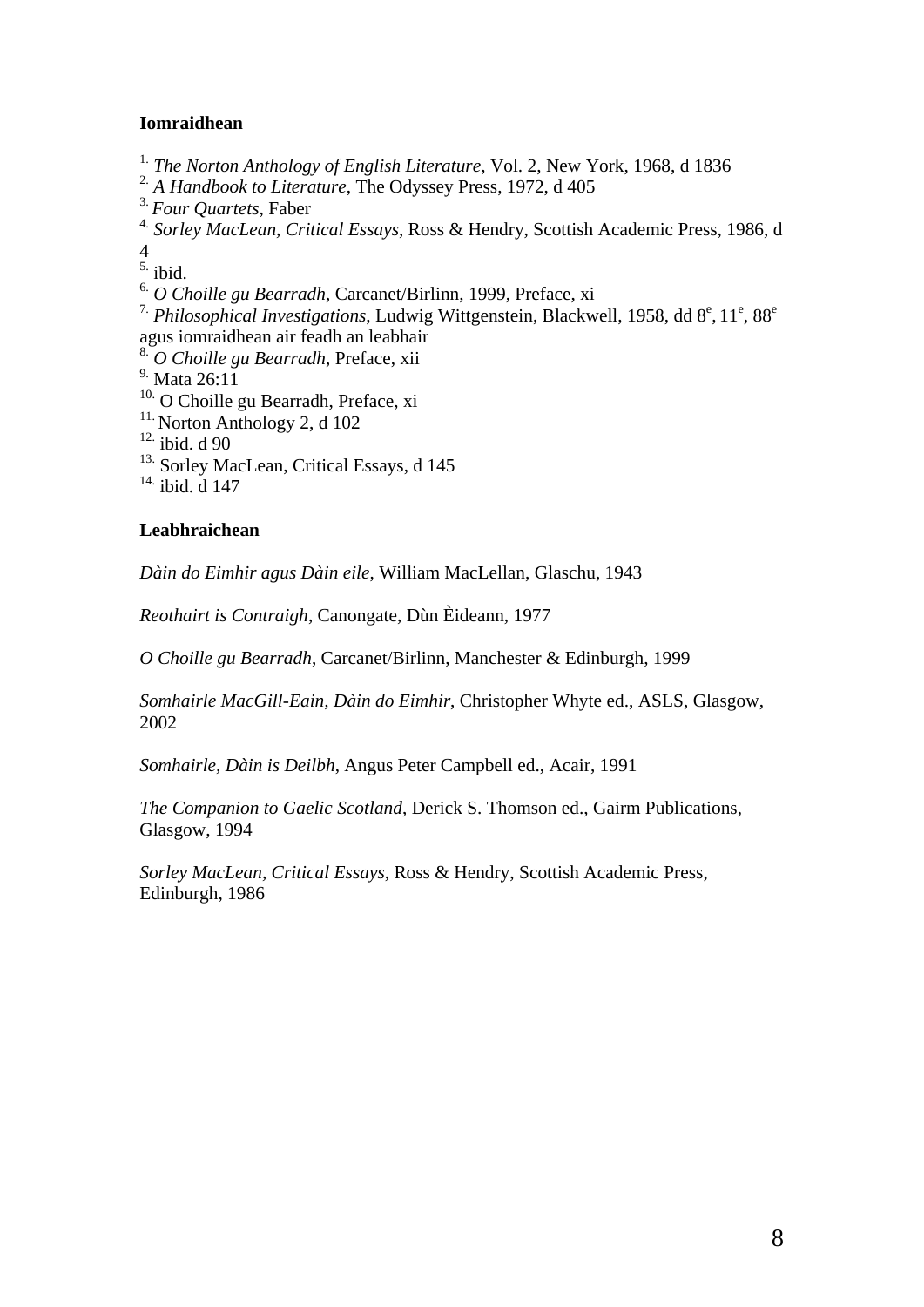**Iomraidhean**

1. *The Norton Anthology of English Literature*, Vol. 2, New York, 1968, d 1836
2. *A Handbook to Literature*, The Odyssey Press, 1972, d 405
3. *Four Quartets*, Faber
4. *Sorley MacLean, Critical Essays*, Ross & Hendry, Scottish Academic Press, 1986, d 4
5. ibid.
6. *O Choille gu Bearradh*, Carcanet/Birlinn, 1999, Preface, xi
7. *Philosophical Investigations*, Ludwig Wittgenstein, Blackwell, 1958, dd 8e, 11e, 88e agus iomraidhean air feadh an leabhair
8. *O Choille gu Bearradh*, Preface, xii
9. Mata 26:11
10. O Choille gu Bearradh, Preface, xi
11. Norton Anthology 2, d 102
12. ibid. d 90
13. Sorley MacLean, Critical Essays, d 145
14. ibid. d 147

**Leabhraichean**

*Dàin do Eimhir agus Dàin eile*, William MacLellan, Glaschu, 1943

*Reothairt is Contraigh*, Canongate, Dùn Èideann, 1977

*O Choille gu Bearradh*, Carcanet/Birlinn, Manchester & Edinburgh, 1999

*Somhairle MacGill-Eain, Dàin do Eimhir*, Christopher Whyte ed., ASLS, Glasgow, 2002

*Somhairle, Dàin is Deilbh*, Angus Peter Campbell ed., Acair, 1991

*The Companion to Gaelic Scotland*, Derick S. Thomson ed., Gairm Publications, Glasgow, 1994

*Sorley MacLean, Critical Essays*, Ross & Hendry, Scottish Academic Press, Edinburgh, 1986